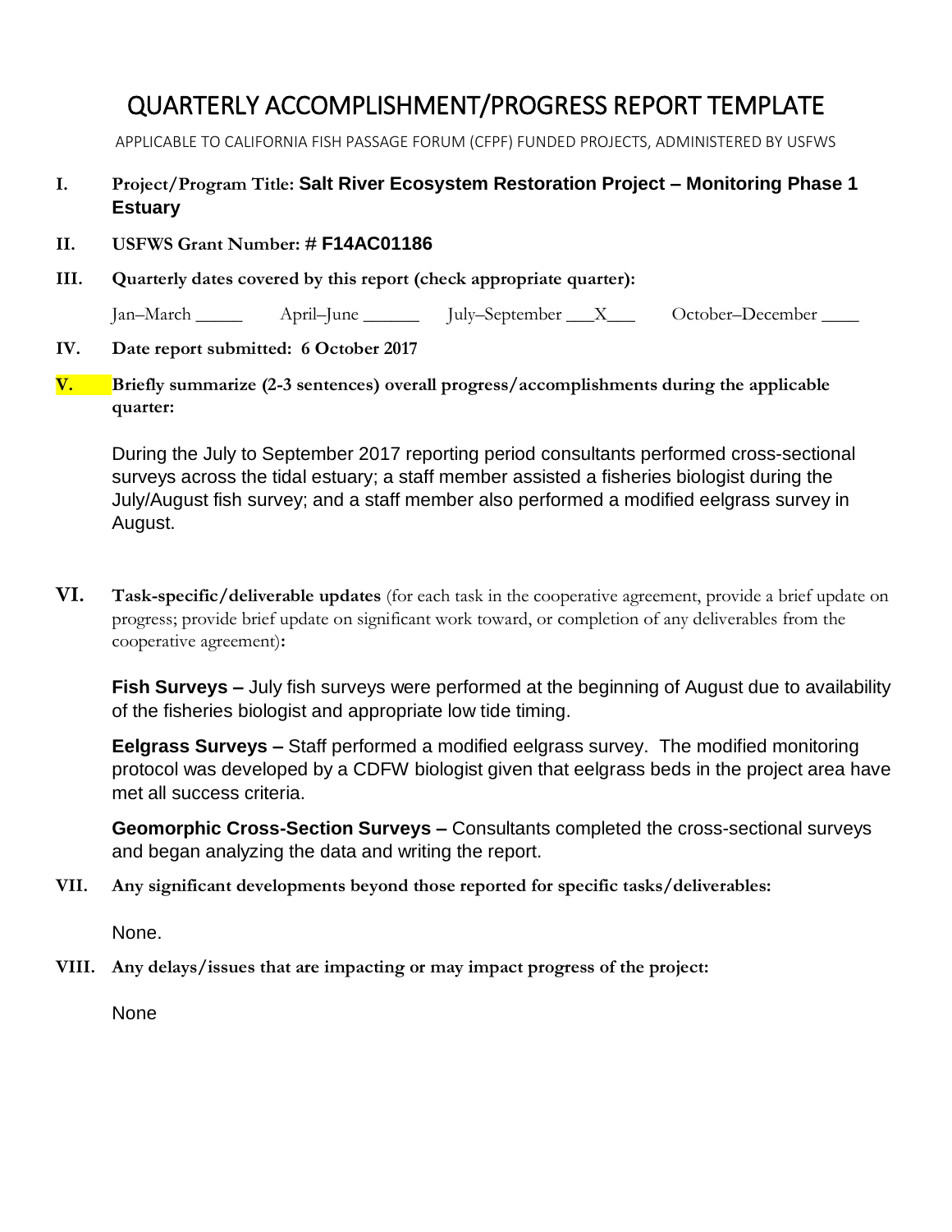# QUARTERLY ACCOMPLISHMENT/PROGRESS REPORT TEMPLATE

APPLICABLE TO CALIFORNIA FISH PASSAGE FORUM (CFPF) FUNDED PROJECTS, ADMINISTERED BY USFWS

**I. Project/Program Title: Salt River Ecosystem Restoration Project – Monitoring Phase 1 Estuary**

**II. USFWS Grant Number: # F14AC01186**

**III. Quarterly dates covered by this report (check appropriate quarter):**

Jan–March _____ April–June ______ July–September ___X___ October–December ____

**IV. Date report submitted: 6 October 2017**

**V. Briefly summarize (2-3 sentences) overall progress/accomplishments during the applicable quarter:**

During the July to September 2017 reporting period consultants performed cross-sectional surveys across the tidal estuary; a staff member assisted a fisheries biologist during the July/August fish survey; and a staff member also performed a modified eelgrass survey in August.

**VI. Task-specific/deliverable updates** (for each task in the cooperative agreement, provide a brief update on progress; provide brief update on significant work toward, or completion of any deliverables from the cooperative agreement)**:**

**Fish Surveys –** July fish surveys were performed at the beginning of August due to availability of the fisheries biologist and appropriate low tide timing.

**Eelgrass Surveys –** Staff performed a modified eelgrass survey. The modified monitoring protocol was developed by a CDFW biologist given that eelgrass beds in the project area have met all success criteria.

**Geomorphic Cross-Section Surveys –** Consultants completed the cross-sectional surveys and began analyzing the data and writing the report.

**VII. Any significant developments beyond those reported for specific tasks/deliverables:**

None.

**VIII. Any delays/issues that are impacting or may impact progress of the project:**

None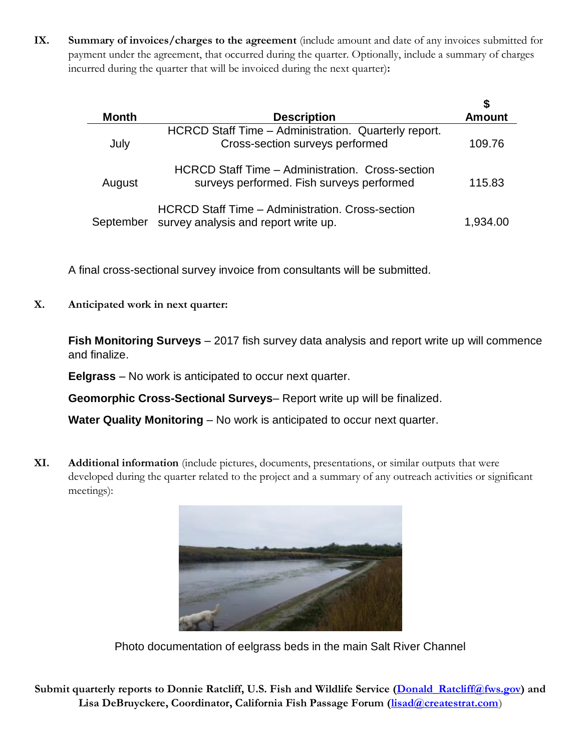**IX. Summary of invoices/charges to the agreement** (include amount and date of any invoices submitted for payment under the agreement, that occurred during the quarter. Optionally, include a summary of charges incurred during the quarter that will be invoiced during the next quarter)**:**

| Month | Description | $ Amount |
|---|---|---|
| July | HCRCD Staff Time – Administration. Quarterly report. Cross-section surveys performed | 109.76 |
| August | HCRCD Staff Time – Administration. Cross-section surveys performed. Fish surveys performed | 115.83 |
| September | HCRCD Staff Time – Administration. Cross-section survey analysis and report write up. | 1,934.00 |

A final cross-sectional survey invoice from consultants will be submitted.

**X. Anticipated work in next quarter:**

**Fish Monitoring Surveys** – 2017 fish survey data analysis and report write up will commence and finalize.

**Eelgrass** – No work is anticipated to occur next quarter.

**Geomorphic Cross-Sectional Surveys**– Report write up will be finalized.

**Water Quality Monitoring** – No work is anticipated to occur next quarter.

**XI. Additional information** (include pictures, documents, presentations, or similar outputs that were developed during the quarter related to the project and a summary of any outreach activities or significant meetings):

Photo documentation of eelgrass beds in the main Salt River Channel

**Submit quarterly reports to Donnie Ratcliff, U.S. Fish and Wildlife Service (Donald_Ratcliff@fws.gov) and Lisa DeBruyckere, Coordinator, California Fish Passage Forum (lisad@createstrat.com)**